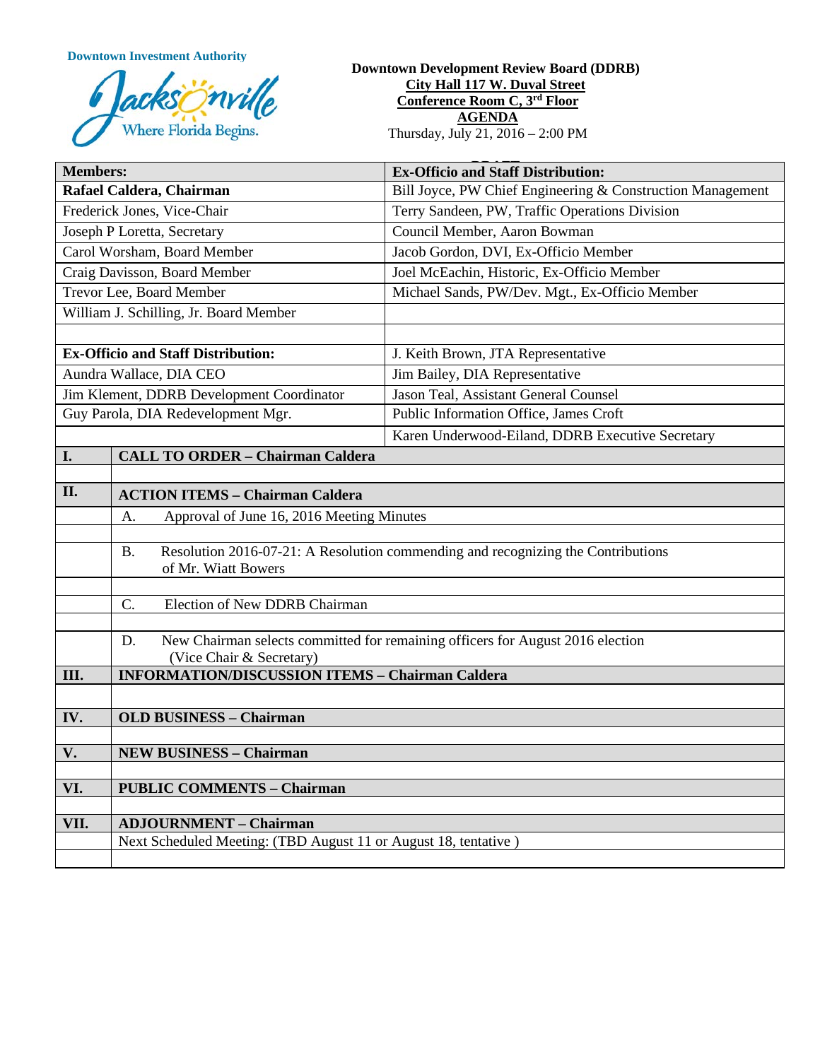Downtown Investment Authority

Jacksonville
Where Florida Begins.

**Downtown Development Review Board (DDRB)**
**City Hall 117 W. Duval Street**
**Conference Room C, 3rd Floor**
**AGENDA**
Thursday, July 21, 2016 – 2:00 PM

| **Members:** | **Ex-Officio and Staff Distribution:** |
|---|---|
| **Rafael Caldera, Chairman** | Bill Joyce, PW Chief Engineering & Construction Management |
| Frederick Jones, Vice-Chair | Terry Sandeen, PW, Traffic Operations Division |
| Joseph P Loretta, Secretary | Council Member, Aaron Bowman |
| Carol Worsham, Board Member | Jacob Gordon, DVI, Ex-Officio Member |
| Craig Davisson, Board Member | Joel McEachin, Historic, Ex-Officio Member |
| Trevor Lee, Board Member | Michael Sands, PW/Dev. Mgt., Ex-Officio Member |
| William J. Schilling, Jr. Board Member | |
| | |
| **Ex-Officio and Staff Distribution:** | J. Keith Brown, JTA Representative |
| Aundra Wallace, DIA CEO | Jim Bailey, DIA Representative |
| Jim Klement, DDRB Development Coordinator | Jason Teal, Assistant General Counsel |
| Guy Parola, DIA Redevelopment Mgr. | Public Information Office, James Croft |
| | Karen Underwood-Eiland, DDRB Executive Secretary |

| | |
|---|---|
| **I.** | **CALL TO ORDER – Chairman Caldera** |
| | |
| **II.** | **ACTION ITEMS – Chairman Caldera** |
| | A. Approval of June 16, 2016 Meeting Minutes |
| | |
| | B. Resolution 2016-07-21: A Resolution commending and recognizing the Contributions of Mr. Wiatt Bowers |
| | |
| | C. Election of New DDRB Chairman |
| | |
| | D. New Chairman selects committed for remaining officers for August 2016 election (Vice Chair & Secretary) |
| **III.** | **INFORMATION/DISCUSSION ITEMS – Chairman Caldera** |
| | |
| **IV.** | **OLD BUSINESS – Chairman** |
| | |
| **V.** | **NEW BUSINESS – Chairman** |
| | |
| **VI.** | **PUBLIC COMMENTS – Chairman** |
| | |
| **VII.** | **ADJOURNMENT – Chairman** |
| | Next Scheduled Meeting: (TBD August 11 or August 18, tentative ) |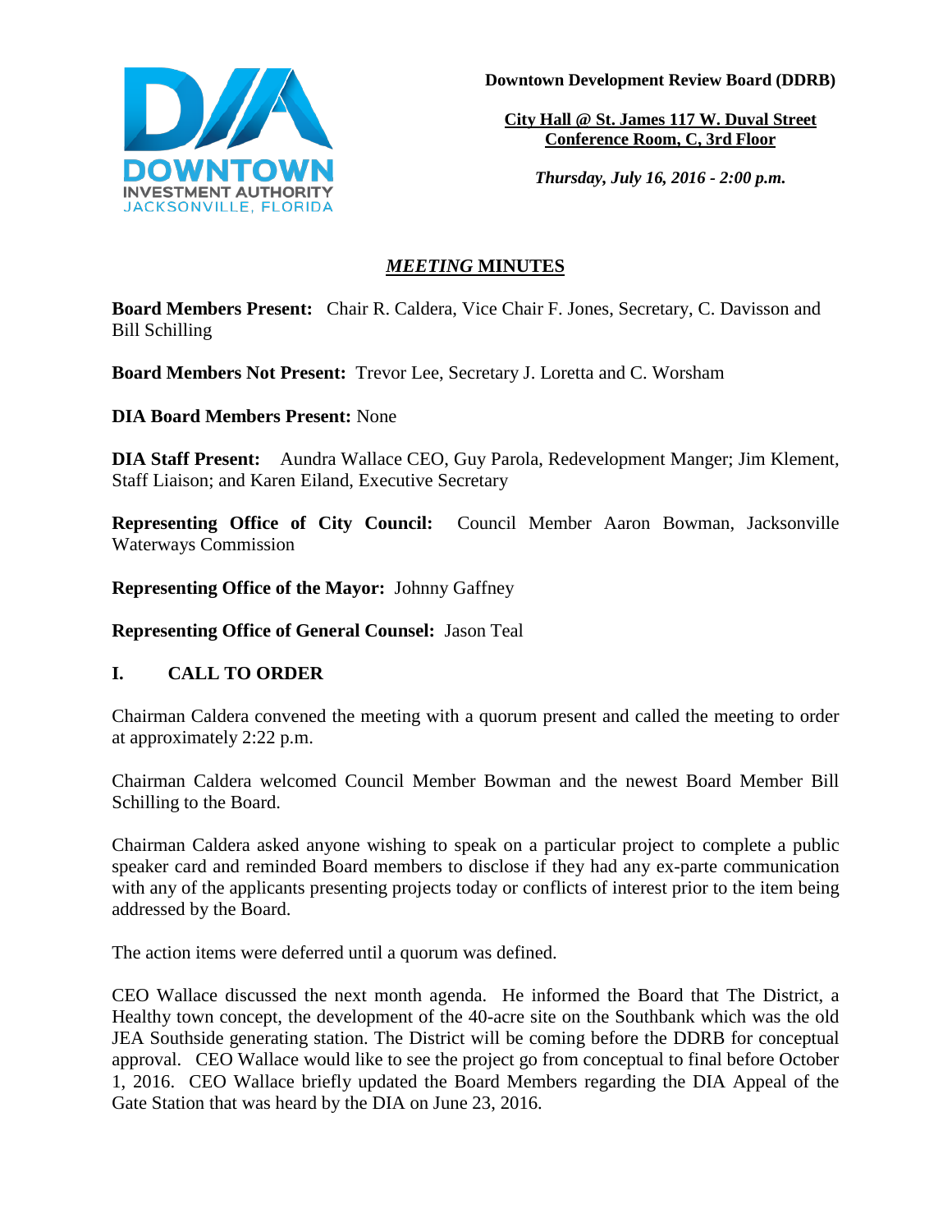**Downtown Development Review Board (DDRB)**

**City Hall @ St. James 117 W. Duval Street**
**Conference Room, C, 3rd Floor**

***Thursday, July 16, 2016 - 2:00 p.m.***

# *MEETING* MINUTES

**Board Members Present:** Chair R. Caldera, Vice Chair F. Jones, Secretary, C. Davisson and Bill Schilling

**Board Members Not Present:** Trevor Lee, Secretary J. Loretta and C. Worsham

**DIA Board Members Present:** None

**DIA Staff Present:** Aundra Wallace CEO, Guy Parola, Redevelopment Manger; Jim Klement, Staff Liaison; and Karen Eiland, Executive Secretary

**Representing Office of City Council:** Council Member Aaron Bowman, Jacksonville Waterways Commission

**Representing Office of the Mayor:** Johnny Gaffney

**Representing Office of General Counsel:** Jason Teal

## I. CALL TO ORDER

Chairman Caldera convened the meeting with a quorum present and called the meeting to order at approximately 2:22 p.m.

Chairman Caldera welcomed Council Member Bowman and the newest Board Member Bill Schilling to the Board.

Chairman Caldera asked anyone wishing to speak on a particular project to complete a public speaker card and reminded Board members to disclose if they had any ex-parte communication with any of the applicants presenting projects today or conflicts of interest prior to the item being addressed by the Board.

The action items were deferred until a quorum was defined.

CEO Wallace discussed the next month agenda. He informed the Board that The District, a Healthy town concept, the development of the 40-acre site on the Southbank which was the old JEA Southside generating station. The District will be coming before the DDRB for conceptual approval. CEO Wallace would like to see the project go from conceptual to final before October 1, 2016. CEO Wallace briefly updated the Board Members regarding the DIA Appeal of the Gate Station that was heard by the DIA on June 23, 2016.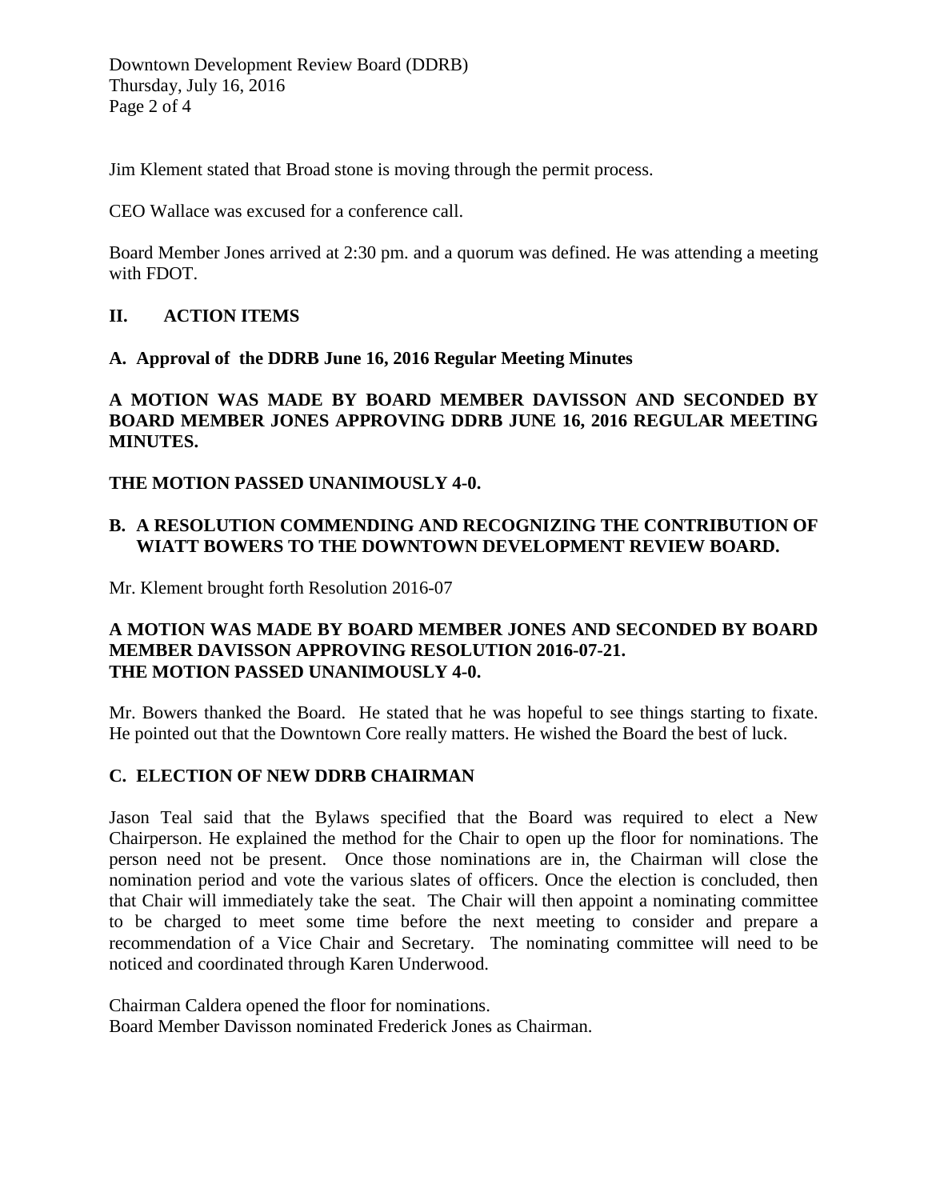Jim Klement stated that Broad stone is moving through the permit process.

CEO Wallace was excused for a conference call.

Board Member Jones arrived at 2:30 pm. and a quorum was defined. He was attending a meeting with FDOT.

## II. ACTION ITEMS

### A. Approval of the DDRB June 16, 2016 Regular Meeting Minutes

**A MOTION WAS MADE BY BOARD MEMBER DAVISSON AND SECONDED BY BOARD MEMBER JONES APPROVING DDRB JUNE 16, 2016 REGULAR MEETING MINUTES.**

**THE MOTION PASSED UNANIMOUSLY 4-0.**

### B. A RESOLUTION COMMENDING AND RECOGNIZING THE CONTRIBUTION OF WIATT BOWERS TO THE DOWNTOWN DEVELOPMENT REVIEW BOARD.

Mr. Klement brought forth Resolution 2016-07

**A MOTION WAS MADE BY BOARD MEMBER JONES AND SECONDED BY BOARD MEMBER DAVISSON APPROVING RESOLUTION 2016-07-21.**
**THE MOTION PASSED UNANIMOUSLY 4-0.**

Mr. Bowers thanked the Board. He stated that he was hopeful to see things starting to fixate. He pointed out that the Downtown Core really matters. He wished the Board the best of luck.

### C. ELECTION OF NEW DDRB CHAIRMAN

Jason Teal said that the Bylaws specified that the Board was required to elect a New Chairperson. He explained the method for the Chair to open up the floor for nominations. The person need not be present. Once those nominations are in, the Chairman will close the nomination period and vote the various slates of officers. Once the election is concluded, then that Chair will immediately take the seat. The Chair will then appoint a nominating committee to be charged to meet some time before the next meeting to consider and prepare a recommendation of a Vice Chair and Secretary. The nominating committee will need to be noticed and coordinated through Karen Underwood.

Chairman Caldera opened the floor for nominations.
Board Member Davisson nominated Frederick Jones as Chairman.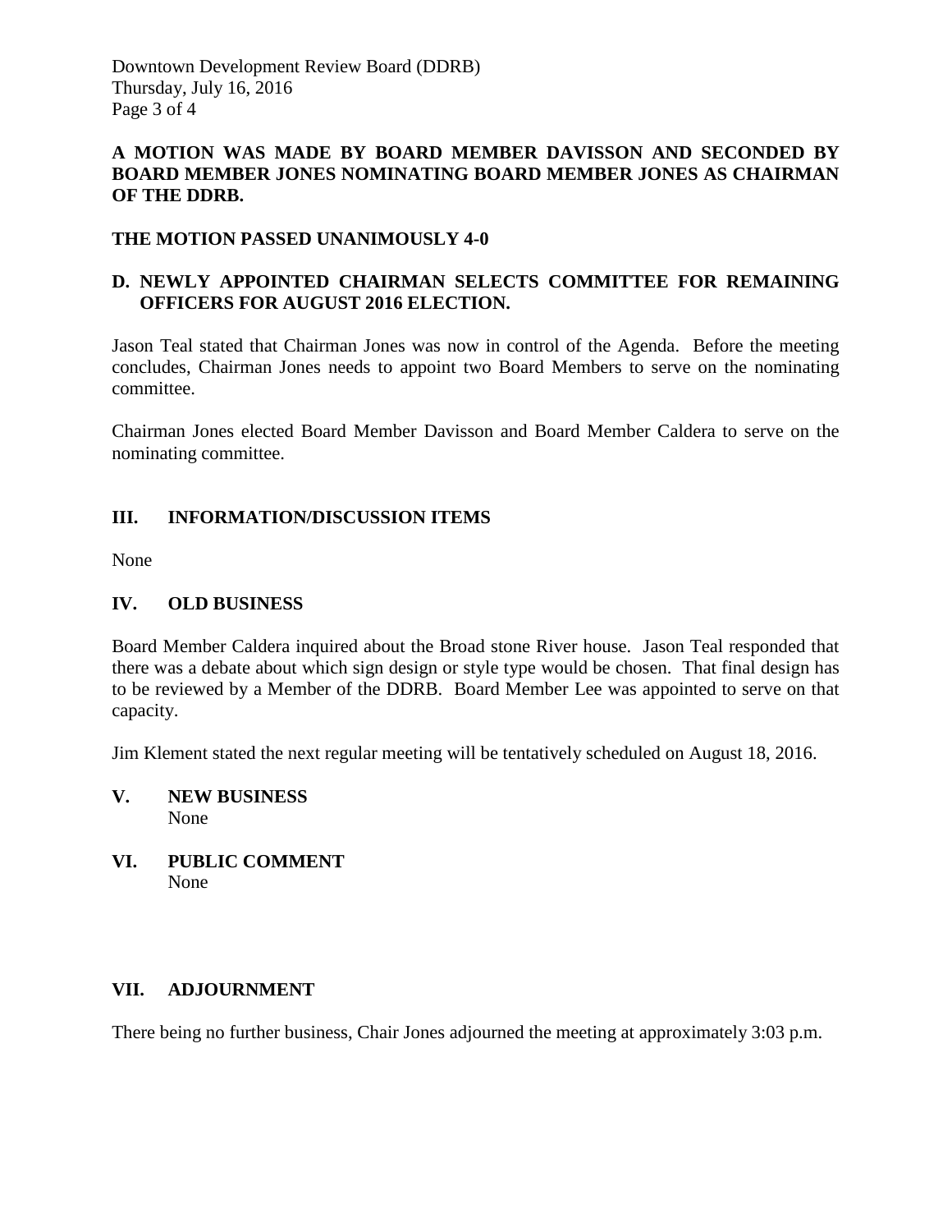**A MOTION WAS MADE BY BOARD MEMBER DAVISSON AND SECONDED BY BOARD MEMBER JONES NOMINATING BOARD MEMBER JONES AS CHAIRMAN OF THE DDRB.**

**THE MOTION PASSED UNANIMOUSLY 4-0**

**D. NEWLY APPOINTED CHAIRMAN SELECTS COMMITTEE FOR REMAINING OFFICERS FOR AUGUST 2016 ELECTION.**

Jason Teal stated that Chairman Jones was now in control of the Agenda. Before the meeting concludes, Chairman Jones needs to appoint two Board Members to serve on the nominating committee.

Chairman Jones elected Board Member Davisson and Board Member Caldera to serve on the nominating committee.

## III. INFORMATION/DISCUSSION ITEMS

None

## IV. OLD BUSINESS

Board Member Caldera inquired about the Broad stone River house. Jason Teal responded that there was a debate about which sign design or style type would be chosen. That final design has to be reviewed by a Member of the DDRB. Board Member Lee was appointed to serve on that capacity.

Jim Klement stated the next regular meeting will be tentatively scheduled on August 18, 2016.

## V. NEW BUSINESS

None

## VI. PUBLIC COMMENT

None

## VII. ADJOURNMENT

There being no further business, Chair Jones adjourned the meeting at approximately 3:03 p.m.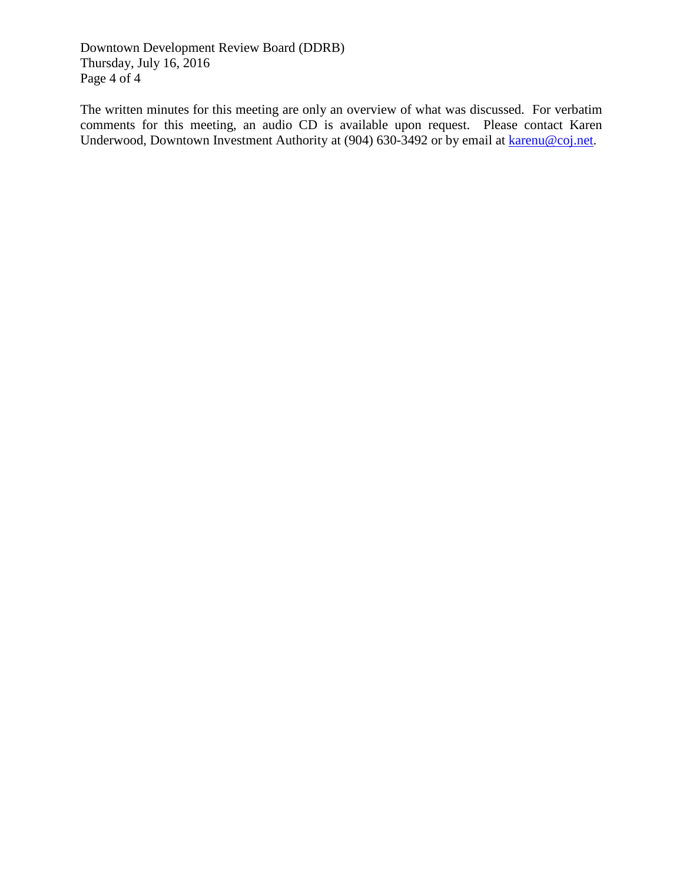The written minutes for this meeting are only an overview of what was discussed. For verbatim comments for this meeting, an audio CD is available upon request. Please contact Karen Underwood, Downtown Investment Authority at (904) 630-3492 or by email at karenu@coj.net.